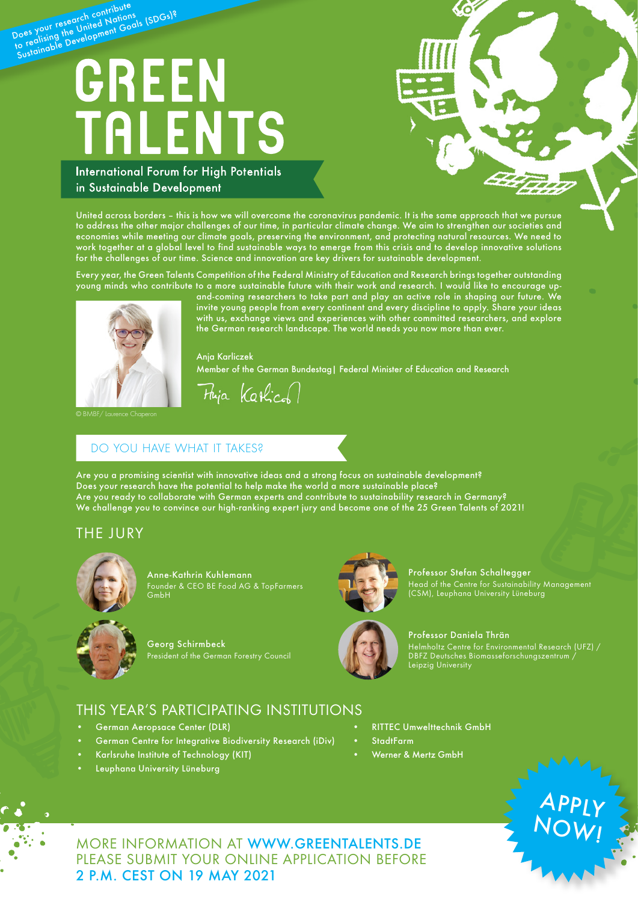Does your research contribute to realising the United Nations Sustainable Development Goals (SDGs)?

# GREEN TALENTS

International Forum for High Potentials in Sustainable Development

United across borders – this is how we will overcome the coronavirus pandemic. It is the same approach that we pursue to address the other major challenges of our time, in particular climate change. We aim to strengthen our societies and economies while meeting our climate goals, preserving the environment, and protecting natural resources. We need to work together at a global level to find sustainable ways to emerge from this crisis and to develop innovative solutions for the challenges of our time. Science and innovation are key drivers for sustainable development.

Every year, the Green Talents Competition of the Federal Ministry of Education and Research brings together outstanding young minds who contribute to a more sustainable future with their work and research. I would like to encourage up-and-coming researchers to take part and play an active role in shaping our future. We invite young people from every continent and every discipline to apply. Share your ideas with us, exchange views and experiences with other committed researchers, and explore the German research landscape. The world needs you now more than ever.

Anja Karliczek
Member of the German Bundestag | Federal Minister of Education and Research

© BMBF/ Laurence Chaperon

## DO YOU HAVE WHAT IT TAKES?

Are you a promising scientist with innovative ideas and a strong focus on sustainable development?
Does your research have the potential to help make the world a more sustainable place?
Are you ready to collaborate with German experts and contribute to sustainability research in Germany?
We challenge you to convince our high-ranking expert jury and become one of the 25 Green Talents of 2021!

## THE JURY

**Anne-Kathrin Kuhlemann**
Founder & CEO BE Food AG & TopFarmers GmbH

**Georg Schirmbeck**
President of the German Forestry Council

**Professor Stefan Schaltegger**
Head of the Centre for Sustainability Management (CSM), Leuphana University Lüneburg

**Professor Daniela Thrän**
Helmholtz Centre for Environmental Research (UFZ) / DBFZ Deutsches Biomasseforschungszentrum / Leipzig University

## THIS YEAR'S PARTICIPATING INSTITUTIONS

- German Aeropsace Center (DLR)
- German Centre for Integrative Biodiversity Research (iDiv)
- Karlsruhe Institute of Technology (KIT)
- Leuphana University Lüneburg
- RITTEC Umwelttechnik GmbH
- StadtFarm
- Werner & Mertz GmbH

APPLY NOW!

MORE INFORMATION AT WWW.GREENTALENTS.DE
PLEASE SUBMIT YOUR ONLINE APPLICATION BEFORE
**2 P.M. CEST ON 19 MAY 2021**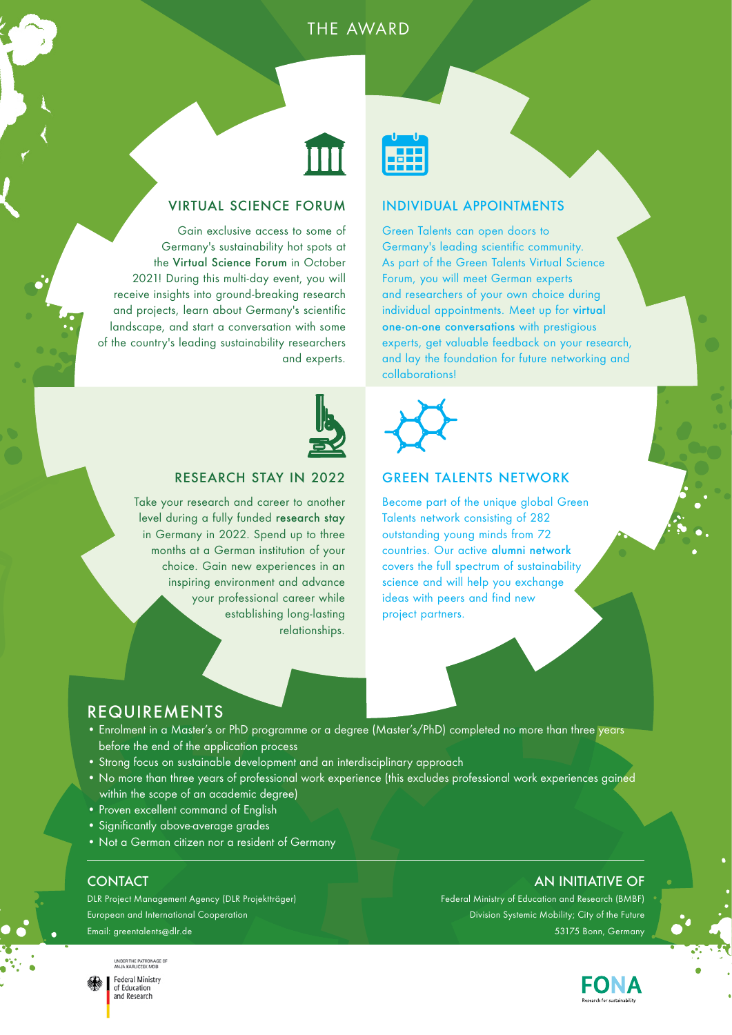# THE AWARD

## VIRTUAL SCIENCE FORUM

Gain exclusive access to some of Germany's sustainability hot spots at the **Virtual Science Forum** in October 2021! During this multi-day event, you will receive insights into ground-breaking research and projects, learn about Germany's scientific landscape, and start a conversation with some of the country's leading sustainability researchers and experts.

## INDIVIDUAL APPOINTMENTS

Green Talents can open doors to Germany's leading scientific community. As part of the Green Talents Virtual Science Forum, you will meet German experts and researchers of your own choice during individual appointments. Meet up for **virtual one-on-one conversations** with prestigious experts, get valuable feedback on your research, and lay the foundation for future networking and collaborations!

## RESEARCH STAY IN 2022

Take your research and career to another level during a fully funded **research stay** in Germany in 2022. Spend up to three months at a German institution of your choice. Gain new experiences in an inspiring environment and advance your professional career while establishing long-lasting relationships.

## GREEN TALENTS NETWORK

Become part of the unique global Green Talents network consisting of 282 outstanding young minds from 72 countries. Our active **alumni network** covers the full spectrum of sustainability science and will help you exchange ideas with peers and find new project partners.

## REQUIREMENTS

- Enrolment in a Master's or PhD programme or a degree (Master's/PhD) completed no more than three years before the end of the application process
- Strong focus on sustainable development and an interdisciplinary approach
- No more than three years of professional work experience (this excludes professional work experiences gained within the scope of an academic degree)
- Proven excellent command of English
- Significantly above-average grades
- Not a German citizen nor a resident of Germany

### CONTACT

DLR Project Management Agency (DLR Projektträger)
European and International Cooperation
Email: greentalents@dlr.de

### AN INITIATIVE OF

Federal Ministry of Education and Research (BMBF)
Division Systemic Mobility; City of the Future
53175 Bonn, Germany

UNDER THE PATRONAGE OF ANJA KARLICZEK MDB

Federal Ministry of Education and Research

FONA Research for sustainability